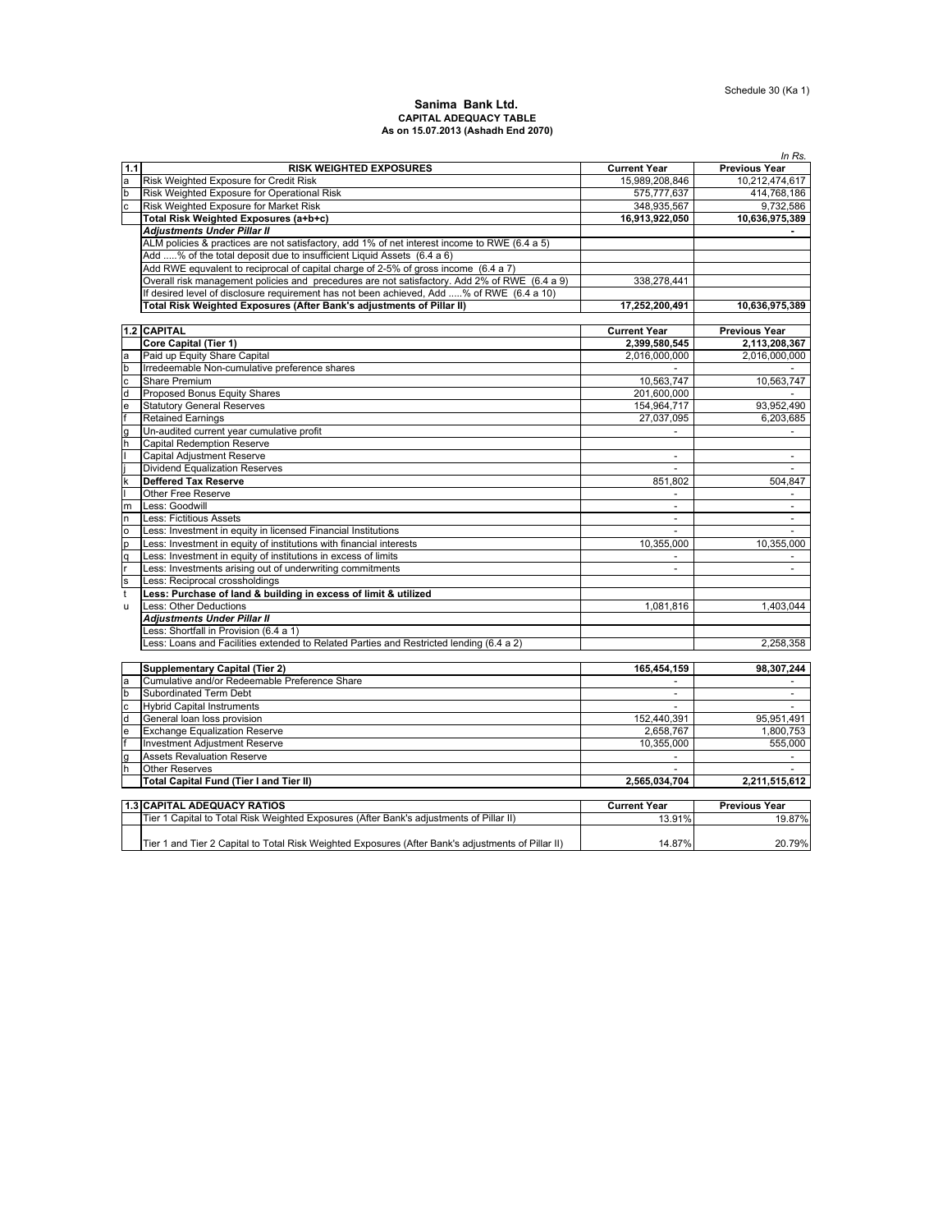Schedule 30 (Ka 1)

# Sanima Bank Ltd.

## CAPITAL ADEQUACY TABLE

### As on 15.07.2013 (Ashadh End 2070)

*In Rs.*

| 1.1 | RISK WEIGHTED EXPOSURES | Current Year | Previous Year |
|---|---|---|---|
| a | Risk Weighted Exposure for Credit Risk | 15,989,208,846 | 10,212,474,617 |
| b | Risk Weighted Exposure for Operational Risk | 575,777,637 | 414,768,186 |
| c | Risk Weighted Exposure for Market Risk | 348,935,567 | 9,732,586 |
| | **Total Risk Weighted Exposures (a+b+c)** | **16,913,922,050** | **10,636,975,389** |
| | ***Adjustments Under Pillar II*** | | - |
| | ALM policies & practices are not satisfactory, add 1% of net interest income to RWE (6.4 a 5) | | |
| | Add .....% of the total deposit due to insufficient Liquid Assets (6.4 a 6) | | |
| | Add RWE equvalent to reciprocal of capital charge of 2-5% of gross income (6.4 a 7) | | |
| | Overall risk management policies and precedures are not satisfactory. Add 2% of RWE (6.4 a 9) | 338,278,441 | |
| | If desired level of disclosure requirement has not been achieved, Add .....% of RWE (6.4 a 10) | | |
| | **Total Risk Weighted Exposures (After Bank's adjustments of Pillar II)** | **17,252,200,491** | **10,636,975,389** |

| 1.2 | CAPITAL | Current Year | Previous Year |
|---|---|---|---|
| | **Core Capital (Tier 1)** | **2,399,580,545** | **2,113,208,367** |
| a | Paid up Equity Share Capital | 2,016,000,000 | 2,016,000,000 |
| b | Irredeemable Non-cumulative preference shares | - | - |
| c | Share Premium | 10,563,747 | 10,563,747 |
| d | Proposed Bonus Equity Shares | 201,600,000 | - |
| e | Statutory General Reserves | 154,964,717 | 93,952,490 |
| f | Retained Earnings | 27,037,095 | 6,203,685 |
| g | Un-audited current year cumulative profit | - | - |
| h | Capital Redemption Reserve | | |
| I | Capital Adjustment Reserve | - | - |
| j | Dividend Equalization Reserves | - | - |
| k | **Deffered Tax Reserve** | 851,802 | 504,847 |
| l | Other Free Reserve | - | - |
| m | Less: Goodwill | - | - |
| n | Less: Fictitious Assets | - | - |
| o | Less: Investment in equity in licensed Financial Institutions | - | - |
| p | Less: Investment in equity of institutions with financial interests | 10,355,000 | 10,355,000 |
| q | Less: Investment in equity of institutions in excess of limits | - | - |
| r | Less: Investments arising out of underwriting commitments | - | - |
| s | Less: Reciprocal crossholdings | | |
| t | **Less: Purchase of land & building in excess of limit & utilized** | | |
| u | Less: Other Deductions | 1,081,816 | 1,403,044 |
| | ***Adjustments Under Pillar II*** | | |
| | Less: Shortfall in Provision (6.4 a 1) | | |
| | Less: Loans and Facilities extended to Related Parties and Restricted lending (6.4 a 2) | | 2,258,358 |

| | Supplementary Capital (Tier 2) | 165,454,159 | 98,307,244 |
|---|---|---|---|
| a | Cumulative and/or Redeemable Preference Share | - | - |
| b | Subordinated Term Debt | - | - |
| c | Hybrid Capital Instruments | - | - |
| d | General loan loss provision | 152,440,391 | 95,951,491 |
| e | Exchange Equalization Reserve | 2,658,767 | 1,800,753 |
| f | Investment Adjustment Reserve | 10,355,000 | 555,000 |
| g | Assets Revaluation Reserve | - | - |
| h | Other Reserves | - | - |
| | **Total Capital Fund (Tier I and Tier II)** | **2,565,034,704** | **2,211,515,612** |

| 1.3 | CAPITAL ADEQUACY RATIOS | Current Year | Previous Year |
|---|---|---|---|
| | Tier 1 Capital to Total Risk Weighted Exposures (After Bank's adjustments of Pillar II) | 13.91% | 19.87% |
| | Tier 1 and Tier 2 Capital to Total Risk Weighted Exposures (After Bank's adjustments of Pillar II) | 14.87% | 20.79% |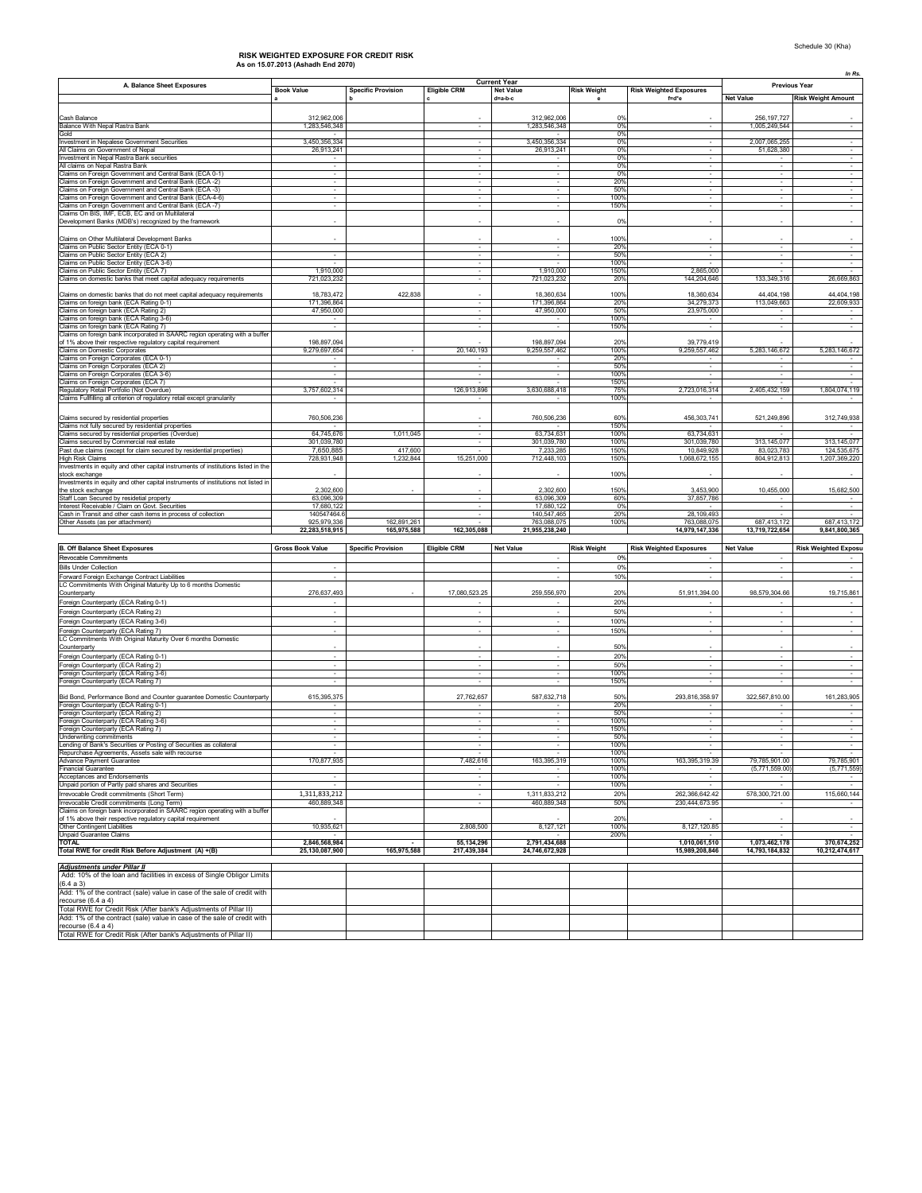Schedule 30 (Kha)

## RISK WEIGHTED EXPOSURE FOR CREDIT RISK
**As on 15.07.2013 (Ashadh End 2070)**

*In Rs.*

| A. Balance Sheet Exposures | Current Year | | | | | | Previous Year | |
|---|---|---|---|---|---|---|---|---|
| | Book Value | Specific Provision | Eligible CRM | Net Value | Risk Weight | Risk Weighted Exposures | Net Value | Risk Weight Amount |
| | a | b | c | d=a-b-c | e | f=d*e | | |
| Cash Balance | 312,962,006 | | - | 312,962,006 | 0% | - | 256,197,727 | - |
| Balance With Nepal Rastra Bank | 1,283,546,348 | | - | 1,283,546,348 | 0% | - | 1,005,249,544 | - |
| Gold | - | | | - | 0% | | | |
| Investment in Nepalese Government Securities | 3,450,356,334 | | - | 3,450,356,334 | 0% | - | 2,007,065,255 | - |
| All Claims on Government of Nepal | 26,913,241 | | - | 26,913,241 | 0% | - | 51,628,380 | - |
| Investment in Nepal Rastra Bank securities | - | | - | - | 0% | - | - | - |
| All claims on Nepal Rastra Bank | - | | - | - | 0% | - | - | - |
| Claims on Foreign Government and Central Bank (ECA 0-1) | - | | - | - | 0% | - | - | - |
| Claims on Foreign Government and Central Bank (ECA -2) | - | | - | - | 20% | - | - | - |
| Claims on Foreign Government and Central Bank (ECA -3) | - | | - | - | 50% | - | - | - |
| Claims on Foreign Government and Central Bank (ECA-4-6) | - | | - | - | 100% | - | - | - |
| Claims on Foreign Government and Central Bank (ECA -7) | - | | - | - | 150% | - | - | - |
| Claims On BIS, IMF, ECB, EC and on Multilateral Development Banks (MDB's) recognized by the framework | - | | - | - | 0% | - | - | - |
| Claims on Other Multilateral Development Banks | - | | - | - | 100% | - | - | - |
| Claims on Public Sector Entity (ECA 0-1) | - | | - | - | 20% | - | - | - |
| Claims on Public Sector Entity (ECA 2) | - | | - | - | 50% | - | - | - |
| Claims on Public Sector Entity (ECA 3-6) | - | | - | - | 100% | - | - | - |
| Claims on Public Sector Entity (ECA 7) | 1,910,000 | | - | 1,910,000 | 150% | 2,865,000 | - | - |
| Claims on domestic banks that meet capital adequacy requirements | 721,023,232 | | - | 721,023,232 | 20% | 144,204,646 | 133,349,316 | 26,669,863 |
| Claims on domestic banks that do not meet capital adequacy requirements | 18,783,472 | 422,838 | - | 18,360,634 | 100% | 18,360,634 | 44,404,198 | 44,404,198 |
| Claims on foreign bank (ECA Rating 0-1) | 171,396,864 | | - | 171,396,864 | 20% | 34,279,373 | 113,049,663 | 22,609,933 |
| Claims on foreign bank (ECA Rating 2) | 47,950,000 | | - | 47,950,000 | 50% | 23,975,000 | - | - |
| Claims on foreign bank (ECA Rating 3-6) | - | | - | - | 100% | - | - | - |
| Claims on foreign bank (ECA Rating 7) | - | | - | - | 150% | - | - | - |
| Claims on foreign bank incorporated in SAARC region operating with a buffer of 1% above their respective regulatory capital requirement | 198,897,094 | | - | 198,897,094 | 20% | 39,779,419 | - | - |
| Claims on Domestic Corporates | 9,279,697,654 | - | 20,140,193 | 9,259,557,462 | 100% | 9,259,557,462 | 5,283,146,672 | 5,283,146,672 |
| Claims on Foreign Corporates (ECA 0-1) | - | | - | - | 20% | - | - | - |
| Claims on Foreign Corporates (ECA 2) | - | | - | - | 50% | - | - | - |
| Claims on Foreign Corporates (ECA 3-6) | - | | - | - | 100% | - | - | - |
| Claims on Foreign Corporates (ECA 7) | - | | - | - | 150% | - | - | - |
| Regulatory Retail Portfolio (Not Overdue) | 3,757,602,314 | | 126,913,896 | 3,630,688,418 | 75% | 2,723,016,314 | 2,405,432,159 | 1,804,074,119 |
| Claims Fulfilling all criterion of regulatory retail except granularity | - | | | - | 100% | - | - | - |
| Claims secured by residential properties | 760,506,236 | | - | 760,506,236 | 60% | 456,303,741 | 521,249,896 | 312,749,938 |
| Claims not fully secured by residential properties | - | | - | - | 150% | - | - | - |
| Claims secured by residential properties (Overdue) | 64,745,676 | 1,011,045 | - | 63,734,631 | 100% | 63,734,631 | - | - |
| Claims secured by Commercial real estate | 301,039,780 | | - | 301,039,780 | 100% | 301,039,780 | 313,145,077 | 313,145,077 |
| Past due claims (except for claim secured by residential properties) | 7,650,885 | 417,600 | - | 7,233,285 | 150% | 10,849,928 | 83,023,783 | 124,535,675 |
| High Risk Claims | 728,931,948 | 1,232,844 | 15,251,000 | 712,448,103 | 150% | 1,068,672,155 | 804,912,813 | 1,207,369,220 |
| Investments in equity and other capital instruments of institutions listed in the stock exchange | - | | - | - | 100% | - | - | - |
| Investments in equity and other capital instruments of institutions not listed in the stock exchange | 2,302,600 | - | - | 2,302,600 | 150% | 3,453,900 | 10,455,000 | 15,682,500 |
| Staff Loan Secured by residetial property | 63,096,309 | | - | 63,096,309 | 60% | 37,857,786 | - | - |
| Interest Receivable / Claim on Govt. Securities | 17,680,122 | | - | 17,680,122 | 0% | - | - | - |
| Cash in Transit and other cash items in process of collection | 140547464.6 | | - | 140,547,465 | 20% | 28,109,493 | - | - |
| Other Assets (as per attachment) | 925,979,336 | 162,891,261 | - | 763,088,075 | 100% | 763,088,075 | 687,413,172 | 687,413,172 |
| | 22,283,518,915 | 165,975,588 | 162,305,088 | 21,955,238,240 | | 14,979,147,336 | 13,719,722,654 | 9,841,800,365 |

| B. Off Balance Sheet Exposures | Gross Book Value | Specific Provision | Eligible CRM | Net Value | Risk Weight | Risk Weighted Exposures | Net Value | Risk Weighted Exposu |
|---|---|---|---|---|---|---|---|---|
| Revocable Commitments | | | | - | 0% | - | - | - |
| Bills Under Collection | - | | | - | 0% | - | - | - |
| Forward Foreign Exchange Contract Liabilities | - | | | - | 10% | - | - | - |
| LC Commitments With Original Maturity Up to 6 months Domestic Counterparty | 276,637,493 | - | 17,080,523.25 | 259,556,970 | 20% | 51,911,394.00 | 98,579,304.66 | 19,715,861 |
| Foreign Counterparty (ECA Rating 0-1) | - | | - | - | 20% | - | - | - |
| Foreign Counterparty (ECA Rating 2) | - | | - | - | 50% | - | - | - |
| Foreign Counterparty (ECA Rating 3-6) | - | | - | - | 100% | - | - | - |
| Foreign Counterparty (ECA Rating 7) | - | | - | - | 150% | - | - | - |
| LC Commitments With Original Maturity Over 6 months Domestic Counterparty | - | | - | - | 50% | - | - | - |
| Foreign Counterparty (ECA Rating 0-1) | - | | - | - | 20% | - | - | - |
| Foreign Counterparty (ECA Rating 2) | - | | - | - | 50% | - | - | - |
| Foreign Counterparty (ECA Rating 3-6) | - | | - | - | 100% | - | - | - |
| Foreign Counterparty (ECA Rating 7) | - | | - | - | 150% | - | - | - |
| Bid Bond, Performance Bond and Counter guarantee Domestic Counterparty | 615,395,375 | | 27,762,657 | 587,632,718 | 50% | 293,816,358.97 | 322,567,810.00 | 161,283,905 |
| Foreign Counterparty (ECA Rating 0-1) | - | | - | - | 20% | - | - | - |
| Foreign Counterparty (ECA Rating 2) | - | | - | - | 50% | - | - | - |
| Foreign Counterparty (ECA Rating 3-6) | - | | - | - | 100% | - | - | - |
| Foreign Counterparty (ECA Rating 7) | - | | - | - | 150% | - | - | - |
| Underwriting commitments | - | | - | - | 50% | - | - | - |
| Lending of Bank's Securities or Posting of Securities as collateral | - | | - | - | 100% | - | - | - |
| Repurchase Agreements, Assets sale with recourse | - | | - | - | 100% | - | - | - |
| Advance Payment Guarantee | 170,877,935 | | 7,482,616 | 163,395,319 | 100% | 163,395,319.39 | 79,785,901.00 | 79,785,901 |
| Financial Guarantee | | | - | - | 100% | - | (5,771,559.00) | (5,771,559) |
| Acceptances and Endorsements | - | | - | - | 100% | - | - | - |
| Unpaid portion of Partly paid shares and Securities | - | | - | - | 100% | - | - | - |
| Irrevocable Credit commitments (Short Term) | 1,311,833,212 | | - | 1,311,833,212 | 20% | 262,366,642.42 | 578,300,721.00 | 115,660,144 |
| Irrevocable Credit commitments (Long Term) | 460,889,348 | | - | 460,889,348 | 50% | 230,444,673.95 | - | - |
| Claims on foreign bank incorporated in SAARC region operating with a buffer of 1% above their respective regulatory capital requirement | - | | | - | 20% | | - | - |
| Other Contingent Liabilities | 10,935,621 | | 2,808,500 | 8,127,121 | 100% | 8,127,120.85 | - | - |
| Unpaid Guarantee Claims | - | | | - | 200% | | - | - |
| **TOTAL** | 2,846,568,984 | - | 55,134,296 | 2,791,434,688 | | 1,010,061,510 | 1,073,462,178 | 370,674,252 |
| **Total RWE for credit Risk Before Adjustment (A) +(B)** | 25,130,087,900 | 165,975,588 | 217,439,384 | 24,746,672,928 | | 15,989,208,846 | 14,793,184,832 | 10,212,474,617 |

| *Adjustments under Pillar II* | | | | | | | | |
|---|---|---|---|---|---|---|---|---|
| Add: 10% of the loan and facilities in excess of Single Obligor Limits (6.4 a 3) | | | | | | | | |
| Add: 1% of the contract (sale) value in case of the sale of credit with recourse (6.4 a 4) | | | | | | | | |
| Total RWE for Credit Risk (After bank's Adjustments of Pillar II) | | | | | | | | |
| Add: 1% of the contract (sale) value in case of the sale of credit with recourse (6.4 a 4) | | | | | | | | |
| Total RWE for Credit Risk (After bank's Adjustments of Pillar II) | | | | | | | | |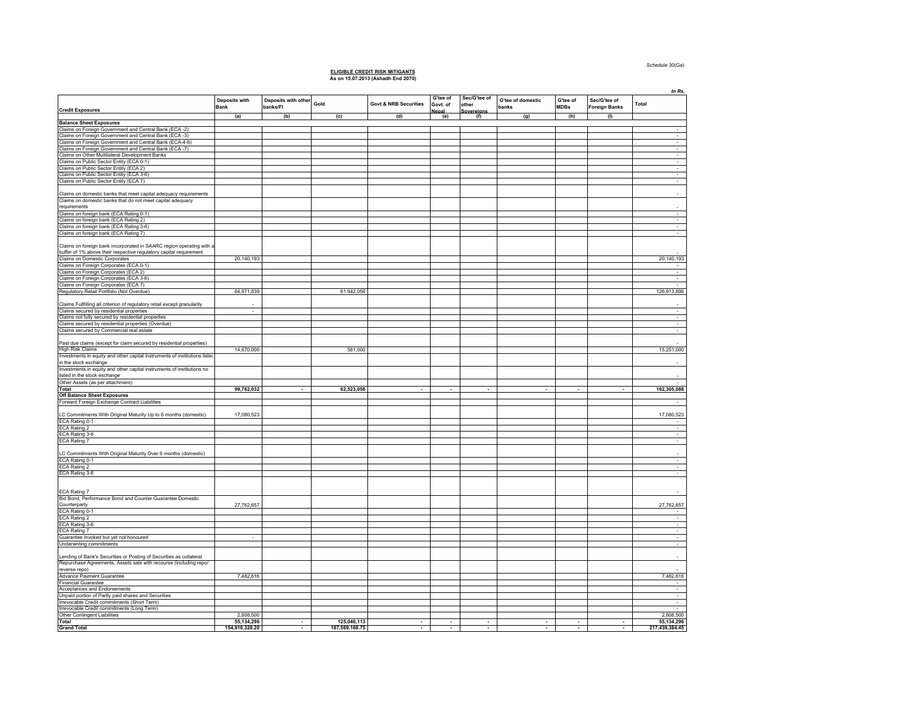Schedule 30(Ga)

**ELIGIBLE CREDIT RISK MITIGANTS**
**As on 15.07.2013 (Ashadh End 2070)**

*In Rs.*

| Credit Exposures | Deposits with Bank | Deposits with other banks/FI | Gold | Govt.& NRB Securities | G'tee of Govt. of Nepal | Sec/G'tee of other Sovereigns | G'tee of domestic banks | G'tee of MDBs | Sec/G'tee of Foreign Banks | Total |
|---|---|---|---|---|---|---|---|---|---|---|
| | (a) | (b) | (c) | (d) | (e) | (f) | (g) | (h) | (i) | |
| **Balance Sheet Exposures** | | | | | | | | | | |
| Claims on Foreign Government and Central Bank (ECA -2) | | | | | | | | | | - |
| Claims on Foreign Government and Central Bank (ECA -3) | | | | | | | | | | - |
| Claims on Foreign Government and Central Bank (ECA-4-6) | | | | | | | | | | - |
| Claims on Foreign Government and Central Bank (ECA -7) | | | | | | | | | | - |
| Claims on Other Multilateral Development Banks | | | | | | | | | | - |
| Claims on Public Sector Entity (ECA 0-1) | | | | | | | | | | - |
| Claims on Public Sector Entity (ECA 2) | | | | | | | | | | - |
| Claims on Public Sector Entity (ECA 3-6) | | | | | | | | | | - |
| Claims on Public Sector Entity (ECA 7) | | | | | | | | | | - |
| Claims on domestic banks that meet capital adequacy requirements | | | | | | | | | | - |
| Claims on domestic banks that do not meet capital adequacy requirements | | | | | | | | | | - |
| Claims on foreign bank (ECA Rating 0-1) | | | | | | | | | | - |
| Claims on foreign bank (ECA Rating 2) | | | | | | | | | | - |
| Claims on foreign bank (ECA Rating 3-6) | | | | | | | | | | - |
| Claims on foreign bank (ECA Rating 7) | | | | | | | | | | - |
| Claims on foreign bank incorporated in SAARC region operating with a buffer of 1% above their respective regulatory capital requirement | | | | | | | | | | - |
| Claims on Domestic Corporates | 20,140,193 | | | | | | | | | 20,140,193 |
| Claims on Foreign Corporates (ECA 0-1) | | | | | | | | | | - |
| Claims on Foreign Corporates (ECA 2) | | | | | | | | | | - |
| Claims on Foreign Corporates (ECA 3-6) | | | | | | | | | | - |
| Claims on Foreign Corporates (ECA 7) | | | | | | | | | | - |
| Regulatory Retail Portfolio (Not Overdue) | 64,971,839 | | 61,942,056 | | | | | | | 126,913,896 |
| Claims Fullfilling all criterion of regulatory retail except granularity | - | | | | | | | | | - |
| Claims secured by residential properties | - | | | | | | | | | - |
| Claims not fully secured by residential properties | | | | | | | | | | - |
| Claims secured by residential properties (Overdue) | | | | | | | | | | - |
| Claims secured by Commercial real estate | | | | | | | | | | - |
| Past due claims (except for claim secured by residential properties) | | | | | | | | | | - |
| High Risk Claims | 14,670,000 | | 581,000 | | | | | | | 15,251,000 |
| Investments in equity and other capital instruments of institutions listed in the stock exchange | | | | | | | | | | - |
| Investments in equity and other capital instruments of institutions not listed in the stock exchange | | | | | | | | | | - |
| Other Assets (as per attachment) | | | | | | | | | | - |
| **Total** | **99,782,032** | **-** | **62,523,056** | **-** | **-** | **-** | **-** | **-** | **-** | **162,305,088** |
| **Off Balance Sheet Exposures** | | | | | | | | | | |
| Forward Foreign Exchange Contract Liabilities | | | | | | | | | | - |
| LC Commitments With Original Maturity Up to 6 months (domestic) | 17,080,523 | | | | | | | | | 17,080,523 |
| ECA Rating 0-1 | | | | | | | | | | - |
| ECA Rating 2 | | | | | | | | | | - |
| ECA Rating 3-6 | | | | | | | | | | - |
| ECA Rating 7 | | | | | | | | | | - |
| LC Commitments With Original Maturity Over 6 months (domestic) | | | | | | | | | | - |
| ECA Rating 0-1 | | | | | | | | | | - |
| ECA Rating 2 | | | | | | | | | | - |
| ECA Rating 3-6 | | | | | | | | | | - |
| ECA Rating 7 | | | | | | | | | | - |
| Bid Bond, Performance Bond and Counter Guarantee Domestic Counterparty | 27,762,657 | | | | | | | | | 27,762,657 |
| ECA Rating 0-1 | | | | | | | | | | - |
| ECA Rating 2 | | | | | | | | | | - |
| ECA Rating 3-6 | | | | | | | | | | - |
| ECA Rating 7 | | | | | | | | | | - |
| Guarantee Invoked but yet not honoured | - | | | | | | | | | - |
| Underwriting commitments | | | | | | | | | | - |
| Lending of Bank's Securities or Posting of Securities as collateral | | | | | | | | | | - |
| Repurchase Agreements, Assets sale with recourse (including repo/ reverse repo) | | | | | | | | | | - |
| Advance Payment Guarantee | 7,482,616 | | | | | | | | | 7,482,616 |
| Financial Guarantee | | | | | | | | | | - |
| Acceptances and Endorsements | | | | | | | | | | - |
| Unpaid portion of Partly paid shares and Securities | | | | | | | | | | - |
| Irrevocable Credit commitments (Short Term) | | | | | | | | | | - |
| Irrevocable Credit commitments (Long Term) | | | | | | | | | | - |
| Other Contingent Liabilities | 2,808,500 | | | | | | | | | 2,808,500 |
| **Total** | **55,134,296** | **-** | **125,046,113** | **-** | **-** | **-** | **-** | **-** | **-** | **55,134,296** |
| **Grand Total** | **154,916,328.20** | **-** | **187,569,168.75** | **-** | **-** | **-** | **-** | **-** | **-** | **217,439,384.45** |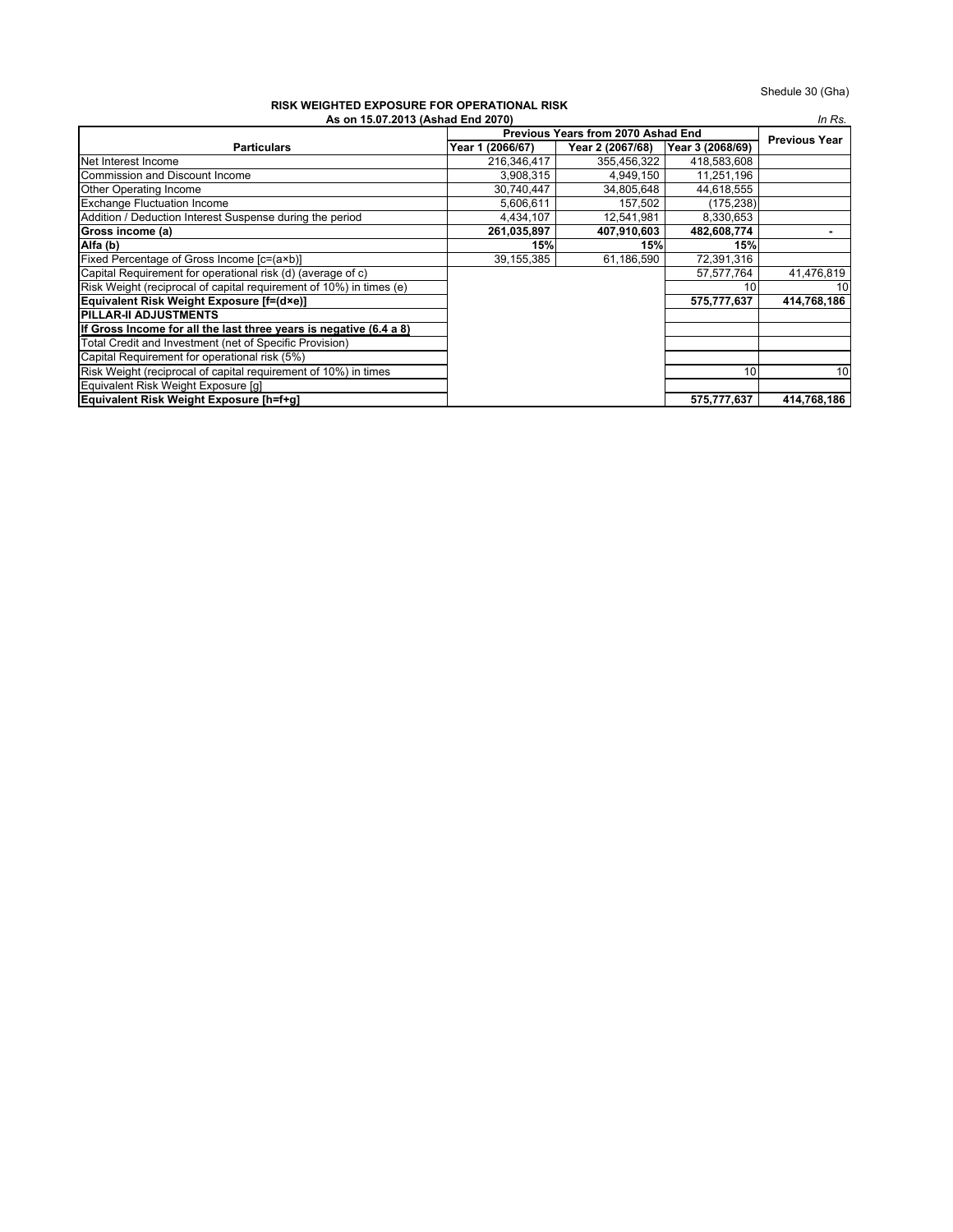Shedule 30 (Gha)

**RISK WEIGHTED EXPOSURE FOR OPERATIONAL RISK**

**As on 15.07.2013 (Ashad End 2070)**

*In Rs.*

| Particulars | Previous Years from 2070 Ashad End | | | Previous Year |
|---|---|---|---|---|
| | Year 1 (2066/67) | Year 2 (2067/68) | Year 3 (2068/69) | |
| Net Interest Income | 216,346,417 | 355,456,322 | 418,583,608 | |
| Commission and Discount Income | 3,908,315 | 4,949,150 | 11,251,196 | |
| Other Operating Income | 30,740,447 | 34,805,648 | 44,618,555 | |
| Exchange Fluctuation Income | 5,606,611 | 157,502 | (175,238) | |
| Addition / Deduction Interest Suspense during the period | 4,434,107 | 12,541,981 | 8,330,653 | |
| **Gross income (a)** | **261,035,897** | **407,910,603** | **482,608,774** | **-** |
| **Alfa (b)** | **15%** | **15%** | **15%** | |
| Fixed Percentage of Gross Income [c=(a×b)] | 39,155,385 | 61,186,590 | 72,391,316 | |
| Capital Requirement for operational risk (d) (average of c) | | | 57,577,764 | 41,476,819 |
| Risk Weight (reciprocal of capital requirement of 10%) in times (e) | | | 10 | 10 |
| **Equivalent Risk Weight Exposure [f=(d×e)]** | | | **575,777,637** | **414,768,186** |
| **PILLAR-II ADJUSTMENTS** | | | | |
| **If Gross Income for all the last three years is negative (6.4 a 8)** | | | | |
| Total Credit and Investment (net of Specific Provision) | | | | |
| Capital Requirement for operational risk (5%) | | | | |
| Risk Weight (reciprocal of capital requirement of 10%) in times | | | 10 | 10 |
| Equivalent Risk Weight Exposure [g] | | | | |
| **Equivalent Risk Weight Exposure [h=f+g]** | | | **575,777,637** | **414,768,186** |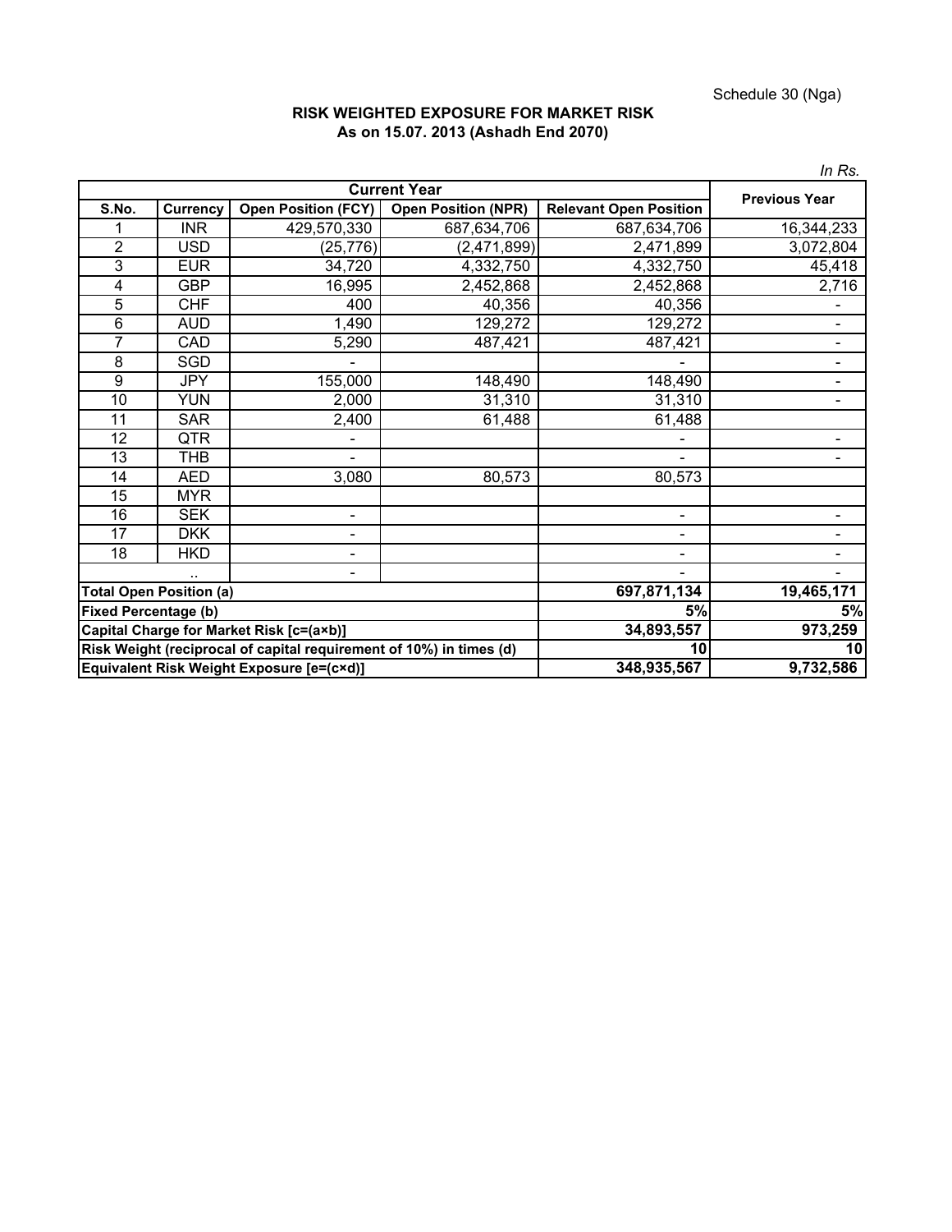Schedule 30 (Nga)

**RISK WEIGHTED EXPOSURE FOR MARKET RISK**
**As on 15.07. 2013 (Ashadh End 2070)**

*In Rs.*

| Current Year | | | | | Previous Year |
|---|---|---|---|---|---|
| S.No. | Currency | Open Position (FCY) | Open Position (NPR) | Relevant Open Position | |
| 1 | INR | 429,570,330 | 687,634,706 | 687,634,706 | 16,344,233 |
| 2 | USD | (25,776) | (2,471,899) | 2,471,899 | 3,072,804 |
| 3 | EUR | 34,720 | 4,332,750 | 4,332,750 | 45,418 |
| 4 | GBP | 16,995 | 2,452,868 | 2,452,868 | 2,716 |
| 5 | CHF | 400 | 40,356 | 40,356 | - |
| 6 | AUD | 1,490 | 129,272 | 129,272 | - |
| 7 | CAD | 5,290 | 487,421 | 487,421 | - |
| 8 | SGD | - | | - | - |
| 9 | JPY | 155,000 | 148,490 | 148,490 | - |
| 10 | YUN | 2,000 | 31,310 | 31,310 | - |
| 11 | SAR | 2,400 | 61,488 | 61,488 | |
| 12 | QTR | - | | - | - |
| 13 | THB | - | | - | - |
| 14 | AED | 3,080 | 80,573 | 80,573 | |
| 15 | MYR | | | | |
| 16 | SEK | - | | - | - |
| 17 | DKK | - | | - | - |
| 18 | HKD | - | | - | - |
| .. | | - | | - | - |
| **Total Open Position (a)** | | | | **697,871,134** | **19,465,171** |
| **Fixed Percentage (b)** | | | | **5%** | **5%** |
| **Capital Charge for Market Risk [c=(a×b)]** | | | | **34,893,557** | **973,259** |
| **Risk Weight (reciprocal of capital requirement of 10%) in times (d)** | | | | **10** | **10** |
| **Equivalent Risk Weight Exposure [e=(c×d)]** | | | | **348,935,567** | **9,732,586** |